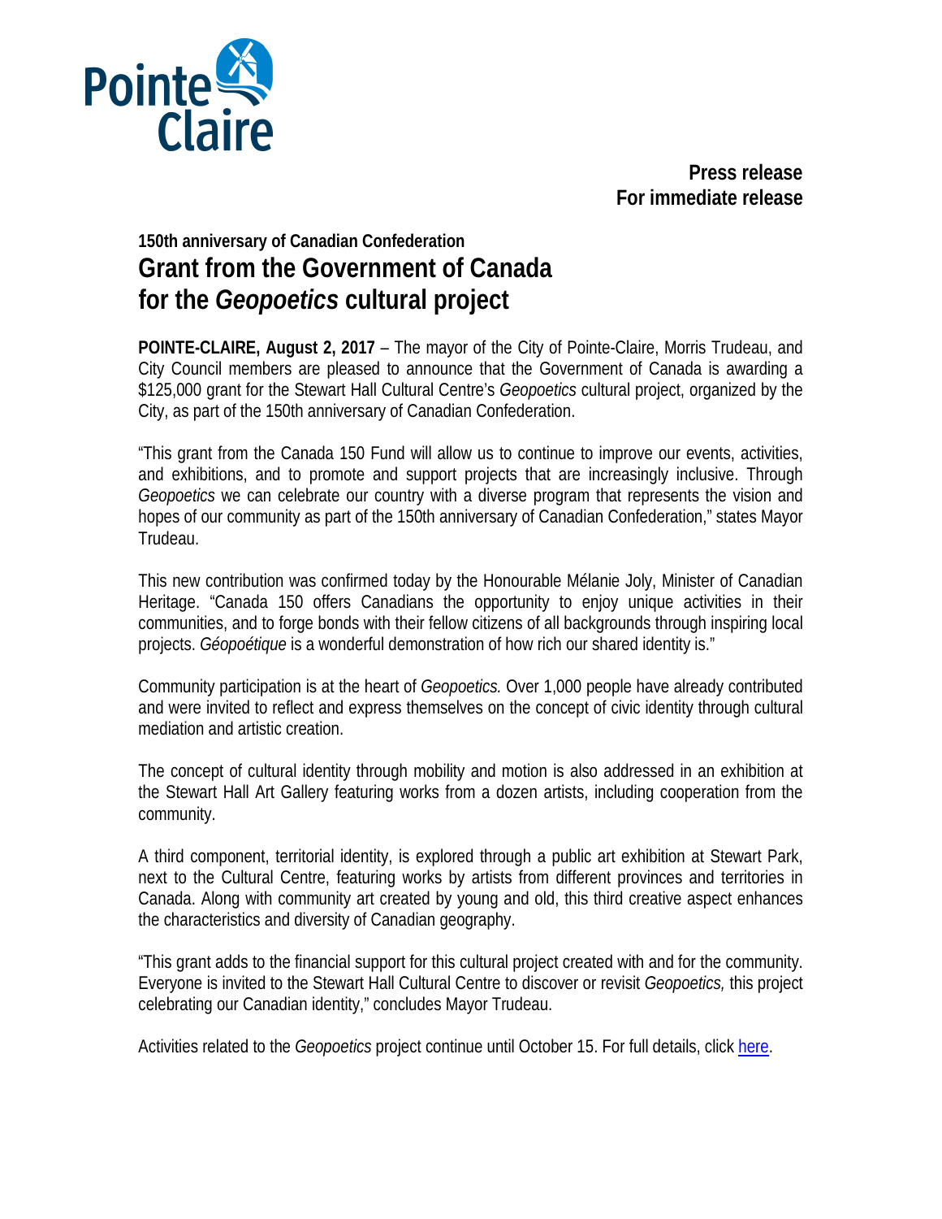Pointe Claire

**Press release**
**For immediate release**

**150th anniversary of Canadian Confederation**

# Grant from the Government of Canada for the *Geopoetics* cultural project

**POINTE-CLAIRE, August 2, 2017** – The mayor of the City of Pointe-Claire, Morris Trudeau, and City Council members are pleased to announce that the Government of Canada is awarding a $125,000 grant for the Stewart Hall Cultural Centre's *Geopoetics* cultural project, organized by the City, as part of the 150th anniversary of Canadian Confederation.

"This grant from the Canada 150 Fund will allow us to continue to improve our events, activities, and exhibitions, and to promote and support projects that are increasingly inclusive. Through *Geopoetics* we can celebrate our country with a diverse program that represents the vision and hopes of our community as part of the 150th anniversary of Canadian Confederation," states Mayor Trudeau.

This new contribution was confirmed today by the Honourable Mélanie Joly, Minister of Canadian Heritage. "Canada 150 offers Canadians the opportunity to enjoy unique activities in their communities, and to forge bonds with their fellow citizens of all backgrounds through inspiring local projects. *Géopoétique* is a wonderful demonstration of how rich our shared identity is."

Community participation is at the heart of *Geopoetics.* Over 1,000 people have already contributed and were invited to reflect and express themselves on the concept of civic identity through cultural mediation and artistic creation.

The concept of cultural identity through mobility and motion is also addressed in an exhibition at the Stewart Hall Art Gallery featuring works from a dozen artists, including cooperation from the community.

A third component, territorial identity, is explored through a public art exhibition at Stewart Park, next to the Cultural Centre, featuring works by artists from different provinces and territories in Canada. Along with community art created by young and old, this third creative aspect enhances the characteristics and diversity of Canadian geography.

"This grant adds to the financial support for this cultural project created with and for the community. Everyone is invited to the Stewart Hall Cultural Centre to discover or revisit *Geopoetics,* this project celebrating our Canadian identity," concludes Mayor Trudeau.

Activities related to the *Geopoetics* project continue until October 15. For full details, click here.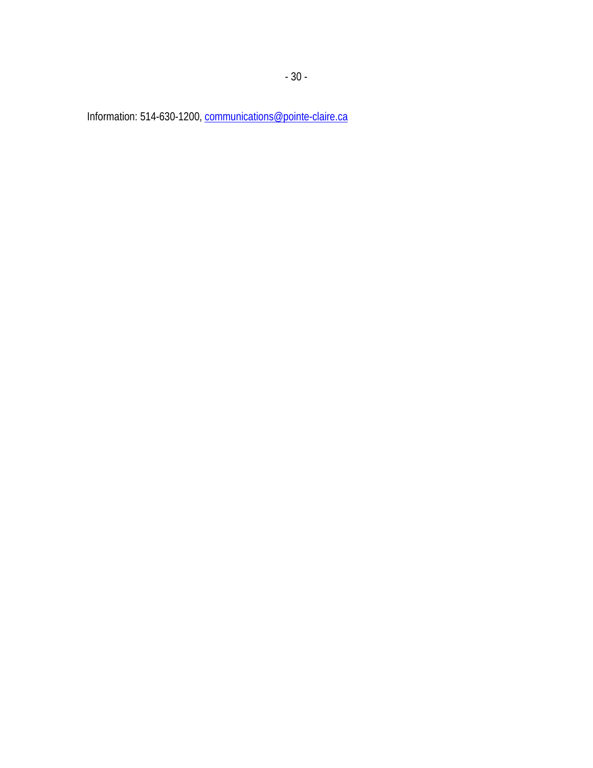- 30 -

Information: 514-630-1200, communications@pointe-claire.ca